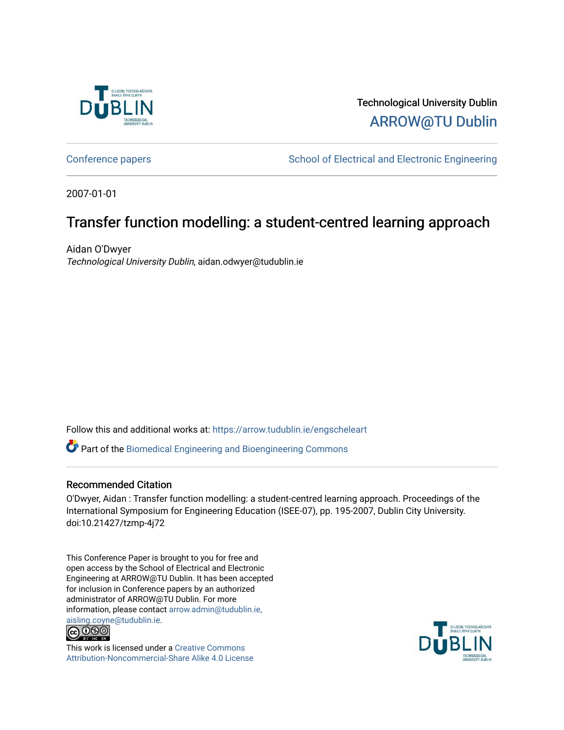Technological University Dublin

ARROW@TU Dublin

Conference papers | School of Electrical and Electronic Engineering

2007-01-01

# Transfer function modelling: a student-centred learning approach

Aidan O'Dwyer
*Technological University Dublin*, aidan.odwyer@tudublin.ie

Follow this and additional works at: https://arrow.tudublin.ie/engscheleart

Part of the Biomedical Engineering and Bioengineering Commons

## Recommended Citation

O'Dwyer, Aidan : Transfer function modelling: a student-centred learning approach. Proceedings of the International Symposium for Engineering Education (ISEE-07), pp. 195-2007, Dublin City University. doi:10.21427/tzmp-4j72

This Conference Paper is brought to you for free and open access by the School of Electrical and Electronic Engineering at ARROW@TU Dublin. It has been accepted for inclusion in Conference papers by an authorized administrator of ARROW@TU Dublin. For more information, please contact arrow.admin@tudublin.ie, aisling.coyne@tudublin.ie.

This work is licensed under a Creative Commons Attribution-Noncommercial-Share Alike 4.0 License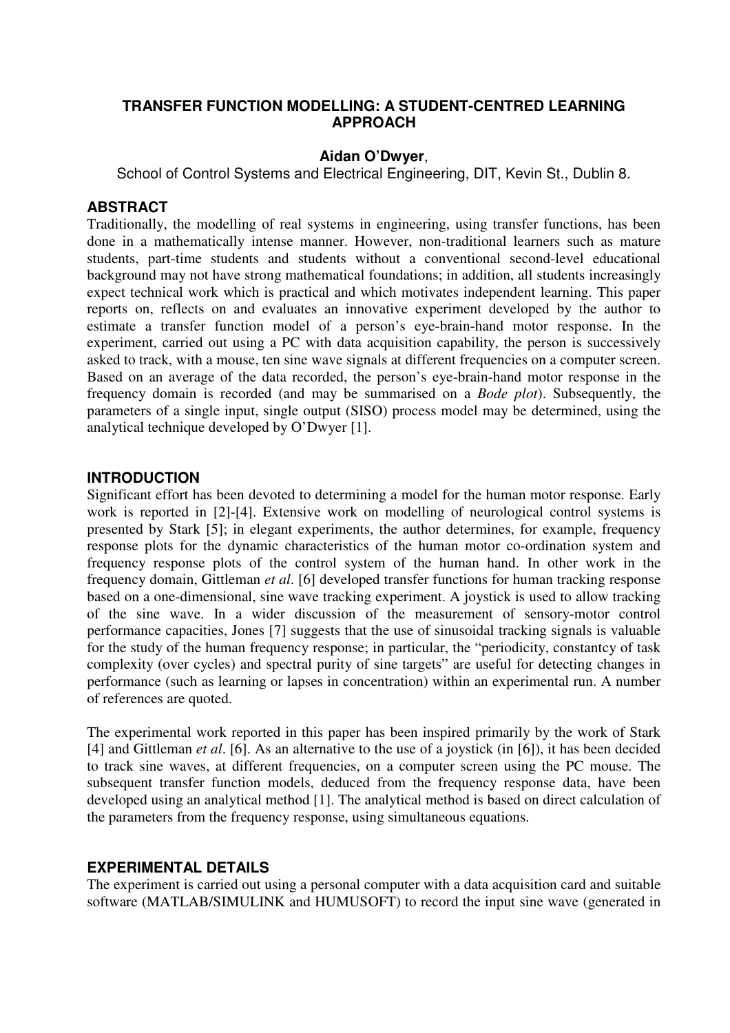# TRANSFER FUNCTION MODELLING: A STUDENT-CENTRED LEARNING APPROACH

**Aidan O'Dwyer**,

School of Control Systems and Electrical Engineering, DIT, Kevin St., Dublin 8.

## ABSTRACT

Traditionally, the modelling of real systems in engineering, using transfer functions, has been done in a mathematically intense manner. However, non-traditional learners such as mature students, part-time students and students without a conventional second-level educational background may not have strong mathematical foundations; in addition, all students increasingly expect technical work which is practical and which motivates independent learning. This paper reports on, reflects on and evaluates an innovative experiment developed by the author to estimate a transfer function model of a person's eye-brain-hand motor response. In the experiment, carried out using a PC with data acquisition capability, the person is successively asked to track, with a mouse, ten sine wave signals at different frequencies on a computer screen. Based on an average of the data recorded, the person's eye-brain-hand motor response in the frequency domain is recorded (and may be summarised on a *Bode plot*). Subsequently, the parameters of a single input, single output (SISO) process model may be determined, using the analytical technique developed by O'Dwyer [1].

## INTRODUCTION

Significant effort has been devoted to determining a model for the human motor response. Early work is reported in [2]-[4]. Extensive work on modelling of neurological control systems is presented by Stark [5]; in elegant experiments, the author determines, for example, frequency response plots for the dynamic characteristics of the human motor co-ordination system and frequency response plots of the control system of the human hand. In other work in the frequency domain, Gittleman *et al*. [6] developed transfer functions for human tracking response based on a one-dimensional, sine wave tracking experiment. A joystick is used to allow tracking of the sine wave. In a wider discussion of the measurement of sensory-motor control performance capacities, Jones [7] suggests that the use of sinusoidal tracking signals is valuable for the study of the human frequency response; in particular, the "periodicity, constantcy of task complexity (over cycles) and spectral purity of sine targets" are useful for detecting changes in performance (such as learning or lapses in concentration) within an experimental run. A number of references are quoted.

The experimental work reported in this paper has been inspired primarily by the work of Stark [4] and Gittleman *et al*. [6]. As an alternative to the use of a joystick (in [6]), it has been decided to track sine waves, at different frequencies, on a computer screen using the PC mouse. The subsequent transfer function models, deduced from the frequency response data, have been developed using an analytical method [1]. The analytical method is based on direct calculation of the parameters from the frequency response, using simultaneous equations.

## EXPERIMENTAL DETAILS

The experiment is carried out using a personal computer with a data acquisition card and suitable software (MATLAB/SIMULINK and HUMUSOFT) to record the input sine wave (generated in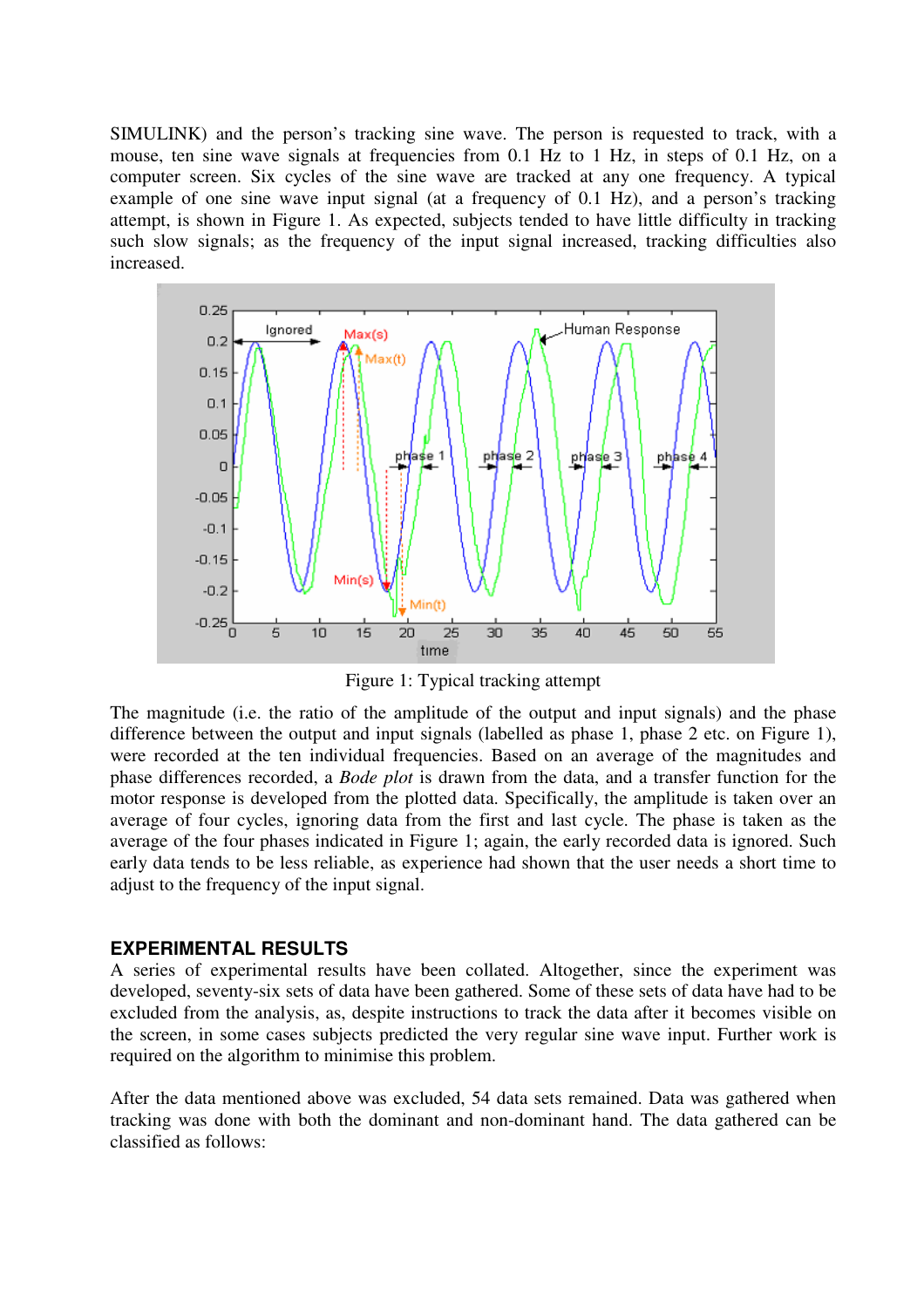SIMULINK) and the person's tracking sine wave. The person is requested to track, with a mouse, ten sine wave signals at frequencies from 0.1 Hz to 1 Hz, in steps of 0.1 Hz, on a computer screen. Six cycles of the sine wave are tracked at any one frequency. A typical example of one sine wave input signal (at a frequency of 0.1 Hz), and a person's tracking attempt, is shown in Figure 1. As expected, subjects tended to have little difficulty in tracking such slow signals; as the frequency of the input signal increased, tracking difficulties also increased.

Figure 1: Typical tracking attempt

The magnitude (i.e. the ratio of the amplitude of the output and input signals) and the phase difference between the output and input signals (labelled as phase 1, phase 2 etc. on Figure 1), were recorded at the ten individual frequencies. Based on an average of the magnitudes and phase differences recorded, a *Bode plot* is drawn from the data, and a transfer function for the motor response is developed from the plotted data. Specifically, the amplitude is taken over an average of four cycles, ignoring data from the first and last cycle. The phase is taken as the average of the four phases indicated in Figure 1; again, the early recorded data is ignored. Such early data tends to be less reliable, as experience had shown that the user needs a short time to adjust to the frequency of the input signal.

## EXPERIMENTAL RESULTS

A series of experimental results have been collated. Altogether, since the experiment was developed, seventy-six sets of data have been gathered. Some of these sets of data have had to be excluded from the analysis, as, despite instructions to track the data after it becomes visible on the screen, in some cases subjects predicted the very regular sine wave input. Further work is required on the algorithm to minimise this problem.

After the data mentioned above was excluded, 54 data sets remained. Data was gathered when tracking was done with both the dominant and non-dominant hand. The data gathered can be classified as follows: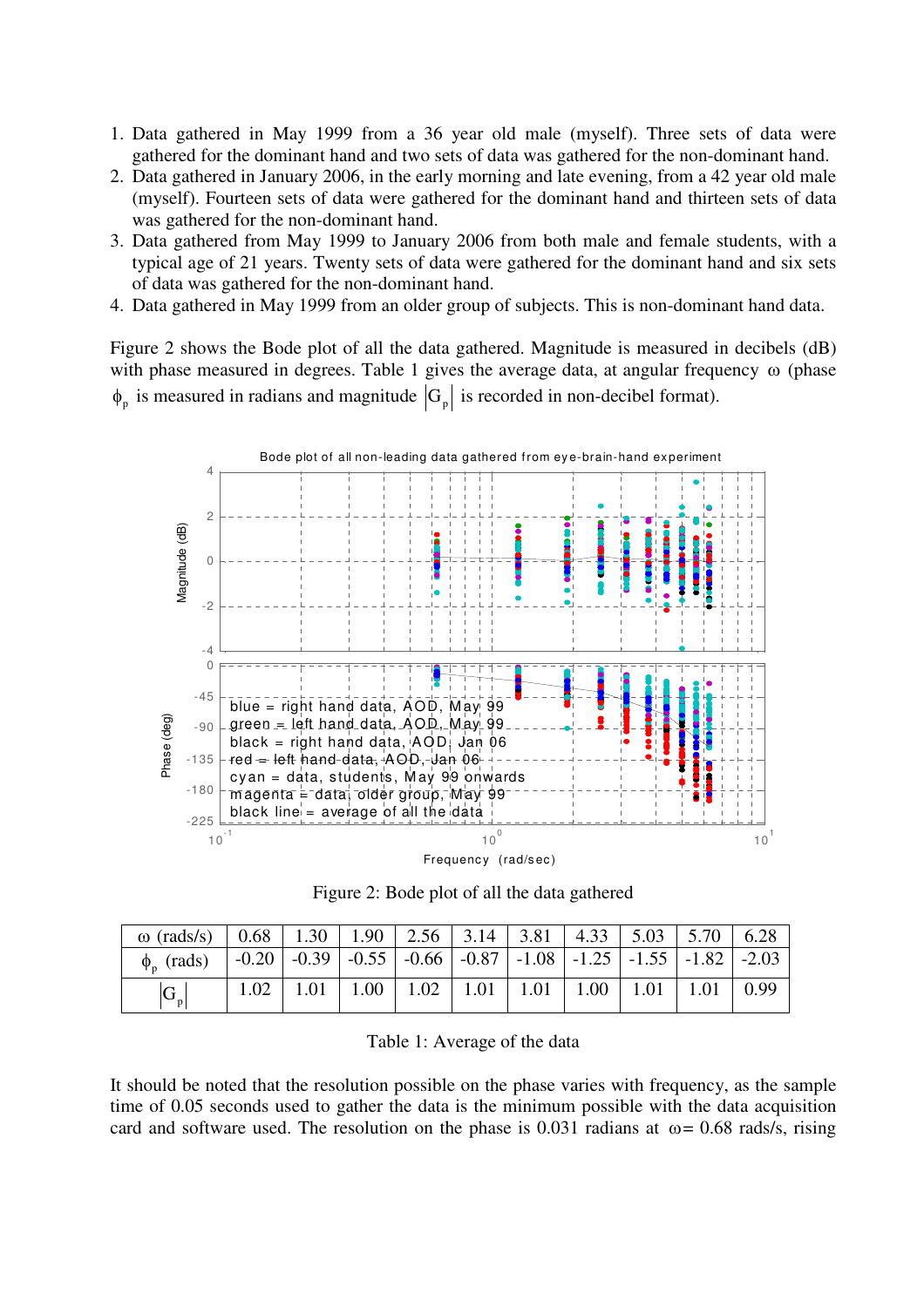1. Data gathered in May 1999 from a 36 year old male (myself). Three sets of data were gathered for the dominant hand and two sets of data was gathered for the non-dominant hand.
2. Data gathered in January 2006, in the early morning and late evening, from a 42 year old male (myself). Fourteen sets of data were gathered for the dominant hand and thirteen sets of data was gathered for the non-dominant hand.
3. Data gathered from May 1999 to January 2006 from both male and female students, with a typical age of 21 years. Twenty sets of data were gathered for the dominant hand and six sets of data was gathered for the non-dominant hand.
4. Data gathered in May 1999 from an older group of subjects. This is non-dominant hand data.

Figure 2 shows the Bode plot of all the data gathered. Magnitude is measured in decibels (dB) with phase measured in degrees. Table 1 gives the average data, at angular frequency $\omega$ (phase $\phi_p$ is measured in radians and magnitude $|G_p|$ is recorded in non-decibel format).

Figure 2: Bode plot of all the data gathered

| $\omega$ (rads/s) | 0.68 | 1.30 | 1.90 | 2.56 | 3.14 | 3.81 | 4.33 | 5.03 | 5.70 | 6.28 |
|---|---|---|---|---|---|---|---|---|---|---|
| $\phi_p$ (rads) | -0.20 | -0.39 | -0.55 | -0.66 | -0.87 | -1.08 | -1.25 | -1.55 | -1.82 | -2.03 |
| $\lvert G_p \rvert$ | 1.02 | 1.01 | 1.00 | 1.02 | 1.01 | 1.01 | 1.00 | 1.01 | 1.01 | 0.99 |

Table 1: Average of the data

It should be noted that the resolution possible on the phase varies with frequency, as the sample time of 0.05 seconds used to gather the data is the minimum possible with the data acquisition card and software used. The resolution on the phase is 0.031 radians at $\omega$= 0.68 rads/s, rising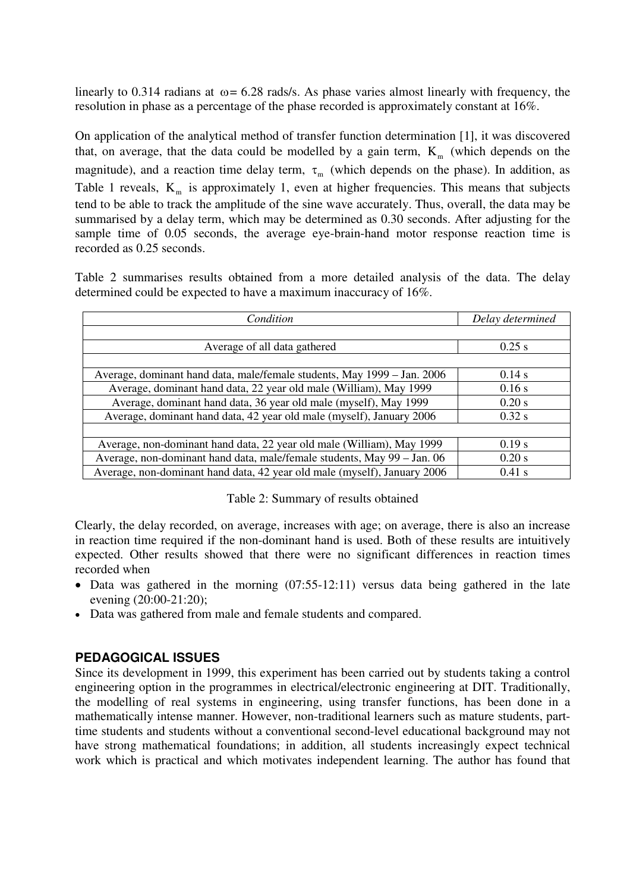linearly to 0.314 radians at $\omega = 6.28$ rads/s. As phase varies almost linearly with frequency, the resolution in phase as a percentage of the phase recorded is approximately constant at 16%.

On application of the analytical method of transfer function determination [1], it was discovered that, on average, that the data could be modelled by a gain term, $K_m$ (which depends on the magnitude), and a reaction time delay term, $\tau_m$ (which depends on the phase). In addition, as Table 1 reveals, $K_m$ is approximately 1, even at higher frequencies. This means that subjects tend to be able to track the amplitude of the sine wave accurately. Thus, overall, the data may be summarised by a delay term, which may be determined as 0.30 seconds. After adjusting for the sample time of 0.05 seconds, the average eye-brain-hand motor response reaction time is recorded as 0.25 seconds.

Table 2 summarises results obtained from a more detailed analysis of the data. The delay determined could be expected to have a maximum inaccuracy of 16%.

| *Condition* | *Delay determined* |
|---|---|
| | |
| Average of all data gathered | 0.25 s |
| | |
| Average, dominant hand data, male/female students, May 1999 – Jan. 2006 | 0.14 s |
| Average, dominant hand data, 22 year old male (William), May 1999 | 0.16 s |
| Average, dominant hand data, 36 year old male (myself), May 1999 | 0.20 s |
| Average, dominant hand data, 42 year old male (myself), January 2006 | 0.32 s |
| | |
| Average, non-dominant hand data, 22 year old male (William), May 1999 | 0.19 s |
| Average, non-dominant hand data, male/female students, May 99 – Jan. 06 | 0.20 s |
| Average, non-dominant hand data, 42 year old male (myself), January 2006 | 0.41 s |

Table 2: Summary of results obtained

Clearly, the delay recorded, on average, increases with age; on average, there is also an increase in reaction time required if the non-dominant hand is used. Both of these results are intuitively expected. Other results showed that there were no significant differences in reaction times recorded when

- Data was gathered in the morning (07:55-12:11) versus data being gathered in the late evening (20:00-21:20);
- Data was gathered from male and female students and compared.

## PEDAGOGICAL ISSUES

Since its development in 1999, this experiment has been carried out by students taking a control engineering option in the programmes in electrical/electronic engineering at DIT. Traditionally, the modelling of real systems in engineering, using transfer functions, has been done in a mathematically intense manner. However, non-traditional learners such as mature students, part-time students and students without a conventional second-level educational background may not have strong mathematical foundations; in addition, all students increasingly expect technical work which is practical and which motivates independent learning. The author has found that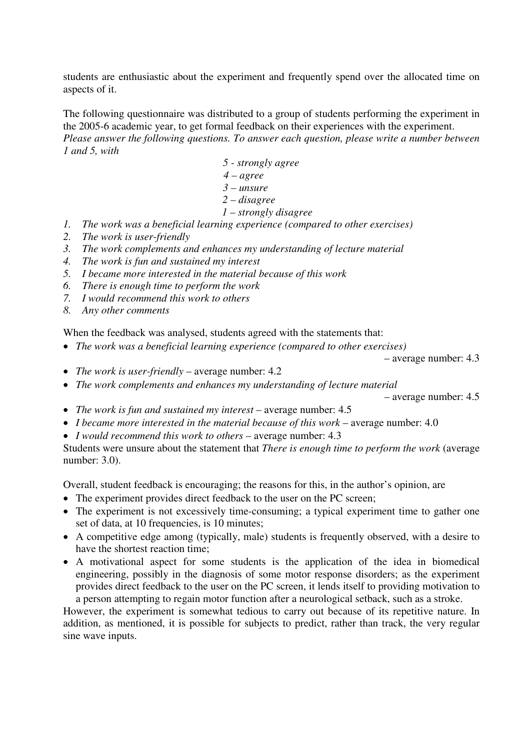students are enthusiastic about the experiment and frequently spend over the allocated time on aspects of it.

The following questionnaire was distributed to a group of students performing the experiment in the 2005-6 academic year, to get formal feedback on their experiences with the experiment.
*Please answer the following questions. To answer each question, please write a number between 1 and 5, with*

*5 - strongly agree*
*4 – agree*
*3 – unsure*
*2 – disagree*
*1 – strongly disagree*

1. *The work was a beneficial learning experience (compared to other exercises)*
2. *The work is user-friendly*
3. *The work complements and enhances my understanding of lecture material*
4. *The work is fun and sustained my interest*
5. *I became more interested in the material because of this work*
6. *There is enough time to perform the work*
7. *I would recommend this work to others*
8. *Any other comments*

When the feedback was analysed, students agreed with the statements that:

- *The work was a beneficial learning experience (compared to other exercises)* – average number: 4.3
- *The work is user-friendly* – average number: 4.2
- *The work complements and enhances my understanding of lecture material* – average number: 4.5
- *The work is fun and sustained my interest* – average number: 4.5
- *I became more interested in the material because of this work* – average number: 4.0
- *I would recommend this work to others* – average number: 4.3

Students were unsure about the statement that *There is enough time to perform the work* (average number: 3.0).

Overall, student feedback is encouraging; the reasons for this, in the author's opinion, are

- The experiment provides direct feedback to the user on the PC screen;
- The experiment is not excessively time-consuming; a typical experiment time to gather one set of data, at 10 frequencies, is 10 minutes;
- A competitive edge among (typically, male) students is frequently observed, with a desire to have the shortest reaction time;
- A motivational aspect for some students is the application of the idea in biomedical engineering, possibly in the diagnosis of some motor response disorders; as the experiment provides direct feedback to the user on the PC screen, it lends itself to providing motivation to a person attempting to regain motor function after a neurological setback, such as a stroke.

However, the experiment is somewhat tedious to carry out because of its repetitive nature. In addition, as mentioned, it is possible for subjects to predict, rather than track, the very regular sine wave inputs.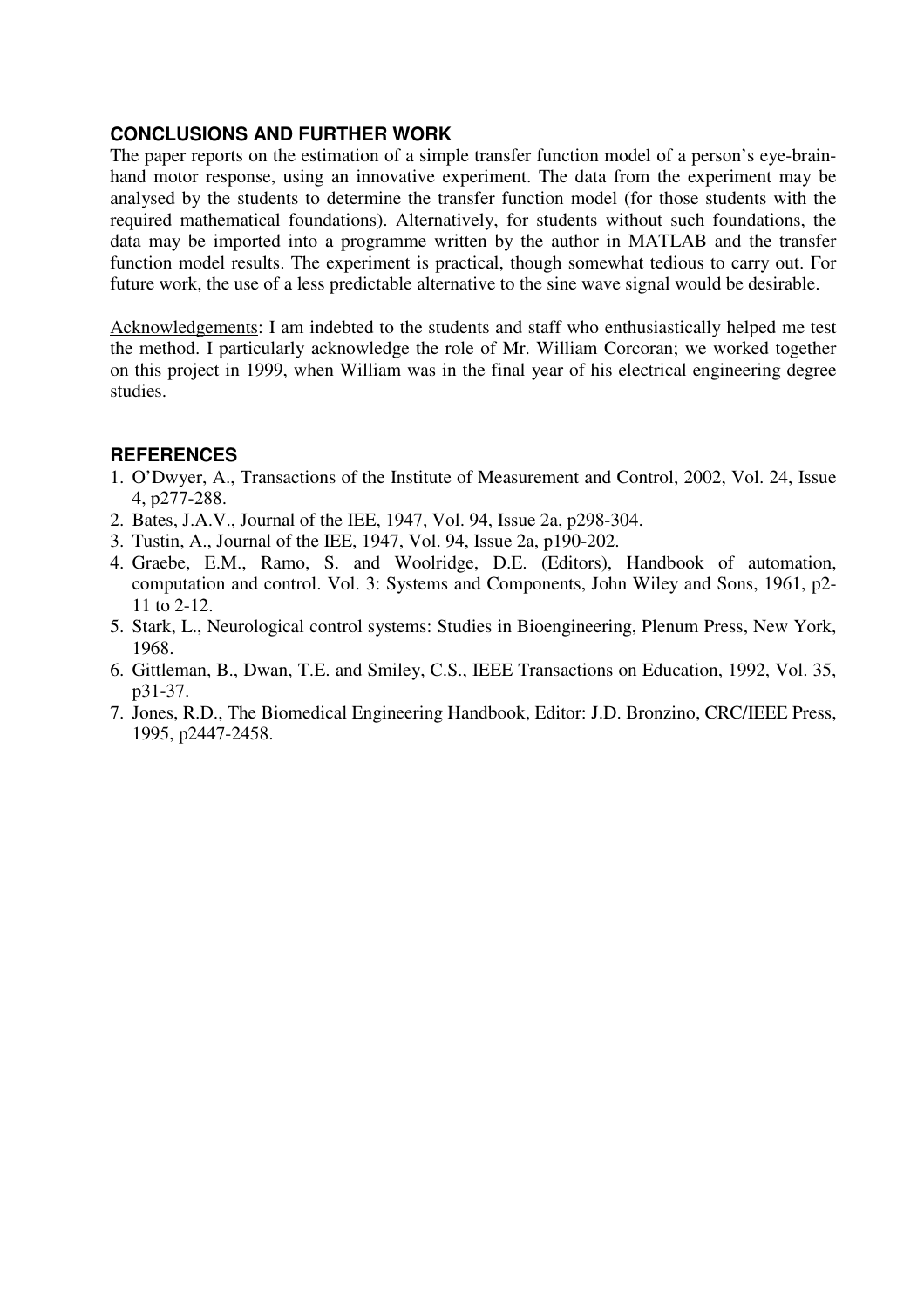## CONCLUSIONS AND FURTHER WORK

The paper reports on the estimation of a simple transfer function model of a person's eye-brain-hand motor response, using an innovative experiment. The data from the experiment may be analysed by the students to determine the transfer function model (for those students with the required mathematical foundations). Alternatively, for students without such foundations, the data may be imported into a programme written by the author in MATLAB and the transfer function model results. The experiment is practical, though somewhat tedious to carry out. For future work, the use of a less predictable alternative to the sine wave signal would be desirable.

Acknowledgements: I am indebted to the students and staff who enthusiastically helped me test the method. I particularly acknowledge the role of Mr. William Corcoran; we worked together on this project in 1999, when William was in the final year of his electrical engineering degree studies.

## REFERENCES

1. O'Dwyer, A., Transactions of the Institute of Measurement and Control, 2002, Vol. 24, Issue 4, p277-288.
2. Bates, J.A.V., Journal of the IEE, 1947, Vol. 94, Issue 2a, p298-304.
3. Tustin, A., Journal of the IEE, 1947, Vol. 94, Issue 2a, p190-202.
4. Graebe, E.M., Ramo, S. and Woolridge, D.E. (Editors), Handbook of automation, computation and control. Vol. 3: Systems and Components, John Wiley and Sons, 1961, p2-11 to 2-12.
5. Stark, L., Neurological control systems: Studies in Bioengineering, Plenum Press, New York, 1968.
6. Gittleman, B., Dwan, T.E. and Smiley, C.S., IEEE Transactions on Education, 1992, Vol. 35, p31-37.
7. Jones, R.D., The Biomedical Engineering Handbook, Editor: J.D. Bronzino, CRC/IEEE Press, 1995, p2447-2458.